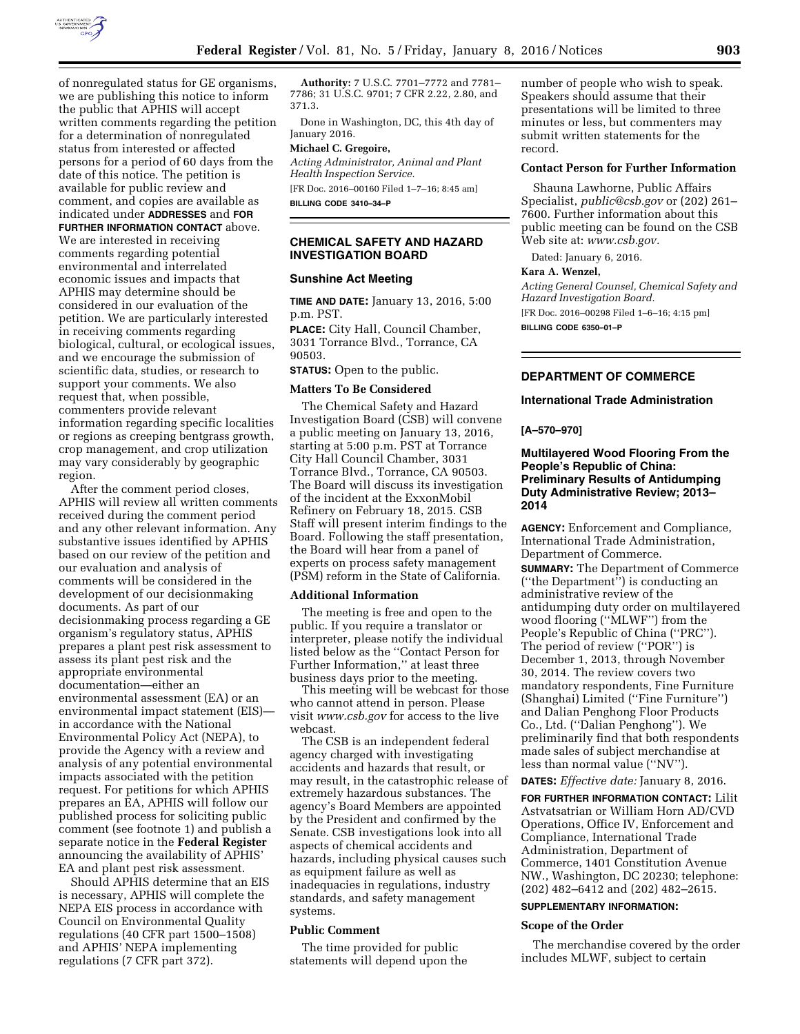of nonregulated status for GE organisms, we are publishing this notice to inform the public that APHIS will accept written comments regarding the petition for a determination of nonregulated status from interested or affected persons for a period of 60 days from the date of this notice. The petition is available for public review and comment, and copies are available as indicated under **ADDRESSES** and **FOR FURTHER INFORMATION CONTACT** above. We are interested in receiving comments regarding potential environmental and interrelated economic issues and impacts that APHIS may determine should be considered in our evaluation of the petition. We are particularly interested in receiving comments regarding biological, cultural, or ecological issues, and we encourage the submission of scientific data, studies, or research to support your comments. We also request that, when possible, commenters provide relevant information regarding specific localities or regions as creeping bentgrass growth, crop management, and crop utilization may vary considerably by geographic region.

After the comment period closes, APHIS will review all written comments received during the comment period and any other relevant information. Any substantive issues identified by APHIS based on our review of the petition and our evaluation and analysis of comments will be considered in the development of our decisionmaking documents. As part of our decisionmaking process regarding a GE organism's regulatory status, APHIS prepares a plant pest risk assessment to assess its plant pest risk and the appropriate environmental documentation—either an environmental assessment (EA) or an environmental impact statement (EIS)—in accordance with the National Environmental Policy Act (NEPA), to provide the Agency with a review and analysis of any potential environmental impacts associated with the petition request. For petitions for which APHIS prepares an EA, APHIS will follow our published process for soliciting public comment (see footnote 1) and publish a separate notice in the **Federal Register** announcing the availability of APHIS' EA and plant pest risk assessment.

Should APHIS determine that an EIS is necessary, APHIS will complete the NEPA EIS process in accordance with Council on Environmental Quality regulations (40 CFR part 1500–1508) and APHIS' NEPA implementing regulations (7 CFR part 372).

**Authority:** 7 U.S.C. 7701–7772 and 7781–7786; 31 U.S.C. 9701; 7 CFR 2.22, 2.80, and 371.3.

Done in Washington, DC, this 4th day of January 2016.

**Michael C. Gregoire,**

*Acting Administrator, Animal and Plant Health Inspection Service.*

[FR Doc. 2016–00160 Filed 1–7–16; 8:45 am]

**BILLING CODE 3410–34–P**

## CHEMICAL SAFETY AND HAZARD INVESTIGATION BOARD

### Sunshine Act Meeting

**TIME AND DATE:** January 13, 2016, 5:00 p.m. PST.

**PLACE:** City Hall, Council Chamber, 3031 Torrance Blvd., Torrance, CA 90503.

**STATUS:** Open to the public.

### Matters To Be Considered

The Chemical Safety and Hazard Investigation Board (CSB) will convene a public meeting on January 13, 2016, starting at 5:00 p.m. PST at Torrance City Hall Council Chamber, 3031 Torrance Blvd., Torrance, CA 90503. The Board will discuss its investigation of the incident at the ExxonMobil Refinery on February 18, 2015. CSB Staff will present interim findings to the Board. Following the staff presentation, the Board will hear from a panel of experts on process safety management (PSM) reform in the State of California.

### Additional Information

The meeting is free and open to the public. If you require a translator or interpreter, please notify the individual listed below as the "Contact Person for Further Information," at least three business days prior to the meeting.

This meeting will be webcast for those who cannot attend in person. Please visit *www.csb.gov* for access to the live webcast.

The CSB is an independent federal agency charged with investigating accidents and hazards that result, or may result, in the catastrophic release of extremely hazardous substances. The agency's Board Members are appointed by the President and confirmed by the Senate. CSB investigations look into all aspects of chemical accidents and hazards, including physical causes such as equipment failure as well as inadequacies in regulations, industry standards, and safety management systems.

### Public Comment

The time provided for public statements will depend upon the number of people who wish to speak. Speakers should assume that their presentations will be limited to three minutes or less, but commenters may submit written statements for the record.

### Contact Person for Further Information

Shauna Lawhorne, Public Affairs Specialist, *public@csb.gov* or (202) 261–7600. Further information about this public meeting can be found on the CSB Web site at: *www.csb.gov.*

Dated: January 6, 2016.

**Kara A. Wenzel,**

*Acting General Counsel, Chemical Safety and Hazard Investigation Board.*

[FR Doc. 2016–00298 Filed 1–6–16; 4:15 pm]

**BILLING CODE 6350–01–P**

## DEPARTMENT OF COMMERCE

### International Trade Administration

**[A–570–970]**

### Multilayered Wood Flooring From the People's Republic of China: Preliminary Results of Antidumping Duty Administrative Review; 2013–2014

**AGENCY:** Enforcement and Compliance, International Trade Administration, Department of Commerce.

**SUMMARY:** The Department of Commerce ("the Department") is conducting an administrative review of the antidumping duty order on multilayered wood flooring ("MLWF") from the People's Republic of China ("PRC"). The period of review ("POR") is December 1, 2013, through November 30, 2014. The review covers two mandatory respondents, Fine Furniture (Shanghai) Limited ("Fine Furniture") and Dalian Penghong Floor Products Co., Ltd. ("Dalian Penghong"). We preliminarily find that both respondents made sales of subject merchandise at less than normal value ("NV").

**DATES:** *Effective date:* January 8, 2016.

**FOR FURTHER INFORMATION CONTACT:** Lilit Astvatsatrian or William Horn AD/CVD Operations, Office IV, Enforcement and Compliance, International Trade Administration, Department of Commerce, 1401 Constitution Avenue NW., Washington, DC 20230; telephone: (202) 482–6412 and (202) 482–2615.

**SUPPLEMENTARY INFORMATION:**

### Scope of the Order

The merchandise covered by the order includes MLWF, subject to certain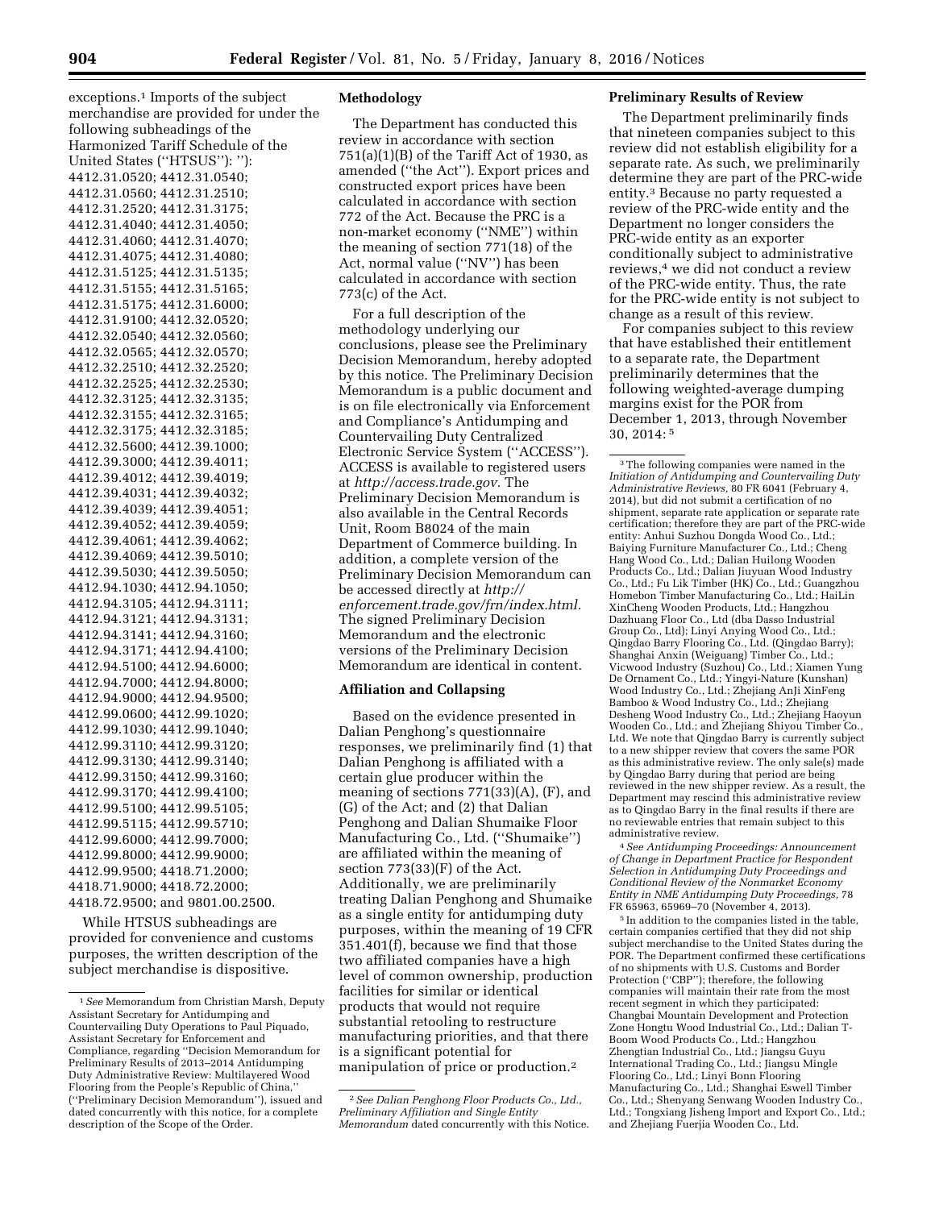exceptions.[1] Imports of the subject merchandise are provided for under the following subheadings of the Harmonized Tariff Schedule of the United States (''HTSUS''): ''): 4412.31.0520; 4412.31.0540; 4412.31.0560; 4412.31.2510; 4412.31.2520; 4412.31.3175; 4412.31.4040; 4412.31.4050; 4412.31.4060; 4412.31.4070; 4412.31.4075; 4412.31.4080; 4412.31.5125; 4412.31.5135; 4412.31.5155; 4412.31.5165; 4412.31.5175; 4412.31.6000; 4412.31.9100; 4412.32.0520; 4412.32.0540; 4412.32.0560; 4412.32.0565; 4412.32.0570; 4412.32.2510; 4412.32.2520; 4412.32.2525; 4412.32.2530; 4412.32.3125; 4412.32.3135; 4412.32.3155; 4412.32.3165; 4412.32.3175; 4412.32.3185; 4412.32.5600; 4412.39.1000; 4412.39.3000; 4412.39.4011; 4412.39.4012; 4412.39.4019; 4412.39.4031; 4412.39.4032; 4412.39.4039; 4412.39.4051; 4412.39.4052; 4412.39.4059; 4412.39.4061; 4412.39.4062; 4412.39.4069; 4412.39.5010; 4412.39.5030; 4412.39.5050; 4412.94.1030; 4412.94.1050; 4412.94.3105; 4412.94.3111; 4412.94.3121; 4412.94.3131; 4412.94.3141; 4412.94.3160; 4412.94.3171; 4412.94.4100; 4412.94.5100; 4412.94.6000; 4412.94.7000; 4412.94.8000; 4412.94.9000; 4412.94.9500; 4412.99.0600; 4412.99.1020; 4412.99.1030; 4412.99.1040; 4412.99.3110; 4412.99.3120; 4412.99.3130; 4412.99.3140; 4412.99.3150; 4412.99.3160; 4412.99.3170; 4412.99.4100; 4412.99.5100; 4412.99.5105; 4412.99.5115; 4412.99.5710; 4412.99.6000; 4412.99.7000; 4412.99.8000; 4412.99.9000; 4412.99.9500; 4418.71.2000; 4418.71.9000; 4418.72.2000; 4418.72.9500; and 9801.00.2500.

While HTSUS subheadings are provided for convenience and customs purposes, the written description of the subject merchandise is dispositive.

### Methodology

The Department has conducted this review in accordance with section 751(a)(1)(B) of the Tariff Act of 1930, as amended (''the Act''). Export prices and constructed export prices have been calculated in accordance with section 772 of the Act. Because the PRC is a non-market economy (''NME'') within the meaning of section 771(18) of the Act, normal value (''NV'') has been calculated in accordance with section 773(c) of the Act.

For a full description of the methodology underlying our conclusions, please see the Preliminary Decision Memorandum, hereby adopted by this notice. The Preliminary Decision Memorandum is a public document and is on file electronically via Enforcement and Compliance's Antidumping and Countervailing Duty Centralized Electronic Service System (''ACCESS''). ACCESS is available to registered users at *http://access.trade.gov.* The Preliminary Decision Memorandum is also available in the Central Records Unit, Room B8024 of the main Department of Commerce building. In addition, a complete version of the Preliminary Decision Memorandum can be accessed directly at *http://enforcement.trade.gov/frn/index.html.* The signed Preliminary Decision Memorandum and the electronic versions of the Preliminary Decision Memorandum are identical in content.

### Affiliation and Collapsing

Based on the evidence presented in Dalian Penghong's questionnaire responses, we preliminarily find (1) that Dalian Penghong is affiliated with a certain glue producer within the meaning of sections 771(33)(A), (F), and (G) of the Act; and (2) that Dalian Penghong and Dalian Shumaike Floor Manufacturing Co., Ltd. (''Shumaike'') are affiliated within the meaning of section 773(33)(F) of the Act. Additionally, we are preliminarily treating Dalian Penghong and Shumaike as a single entity for antidumping duty purposes, within the meaning of 19 CFR 351.401(f), because we find that those two affiliated companies have a high level of common ownership, production facilities for similar or identical products that would not require substantial retooling to restructure manufacturing priorities, and that there is a significant potential for manipulation of price or production.[2]

### Preliminary Results of Review

The Department preliminarily finds that nineteen companies subject to this review did not establish eligibility for a separate rate. As such, we preliminarily determine they are part of the PRC-wide entity.[3] Because no party requested a review of the PRC-wide entity and the Department no longer considers the PRC-wide entity as an exporter conditionally subject to administrative reviews,[4] we did not conduct a review of the PRC-wide entity. Thus, the rate for the PRC-wide entity is not subject to change as a result of this review.

For companies subject to this review that have established their entitlement to a separate rate, the Department preliminarily determines that the following weighted-average dumping margins exist for the POR from December 1, 2013, through November 30, 2014: [5]

---

[1] *See* Memorandum from Christian Marsh, Deputy Assistant Secretary for Antidumping and Countervailing Duty Operations to Paul Piquado, Assistant Secretary for Enforcement and Compliance, regarding ''Decision Memorandum for Preliminary Results of 2013–2014 Antidumping Duty Administrative Review: Multilayered Wood Flooring from the People's Republic of China,'' (''Preliminary Decision Memorandum''), issued and dated concurrently with this notice, for a complete description of the Scope of the Order.

[2] *See Dalian Penghong Floor Products Co., Ltd., Preliminary Affiliation and Single Entity Memorandum* dated concurrently with this Notice.

[3] The following companies were named in the *Initiation of Antidumping and Countervailing Duty Administrative Reviews,* 80 FR 6041 (February 4, 2014), but did not submit a certification of no shipment, separate rate application or separate rate certification; therefore they are part of the PRC-wide entity: Anhui Suzhou Dongda Wood Co., Ltd.; Baiying Furniture Manufacturer Co., Ltd.; Cheng Hang Wood Co., Ltd.; Dalian Huilong Wooden Products Co., Ltd.; Dalian Jiuyuan Wood Industry Co., Ltd.; Fu Lik Timber (HK) Co., Ltd.; Guangzhou Homebon Timber Manufacturing Co., Ltd.; HaiLin XinCheng Wooden Products, Ltd.; Hangzhou Dazhuang Floor Co., Ltd (dba Dasso Industrial Group Co., Ltd); Linyi Anying Wood Co., Ltd.; Qingdao Barry Flooring Co., Ltd. (Qingdao Barry); Shanghai Anxin (Weiguang) Timber Co., Ltd.; Vicwood Industry (Suzhou) Co., Ltd.; Xiamen Yung De Ornament Co., Ltd.; Yingyi-Nature (Kunshan) Wood Industry Co., Ltd.; Zhejiang AnJi XinFeng Bamboo & Wood Industry Co., Ltd.; Zhejiang Desheng Wood Industry Co., Ltd.; Zhejiang Haoyun Wooden Co., Ltd.; and Zhejiang Shiyou Timber Co., Ltd. We note that Qingdao Barry is currently subject to a new shipper review that covers the same POR as this administrative review. The only sale(s) made by Qingdao Barry during that period are being reviewed in the new shipper review. As a result, the Department may rescind this administrative review as to Qingdao Barry in the final results if there are no reviewable entries that remain subject to this administrative review.

[4] *See Antidumping Proceedings: Announcement of Change in Department Practice for Respondent Selection in Antidumping Duty Proceedings and Conditional Review of the Nonmarket Economy Entity in NME Antidumping Duty Proceedings,* 78 FR 65963, 65969–70 (November 4, 2013).

[5] In addition to the companies listed in the table, certain companies certified that they did not ship subject merchandise to the United States during the POR. The Department confirmed these certifications of no shipments with U.S. Customs and Border Protection (''CBP''); therefore, the following companies will maintain their rate from the most recent segment in which they participated: Changbai Mountain Development and Protection Zone Hongtu Wood Industrial Co., Ltd.; Dalian T-Boom Wood Products Co., Ltd.; Hangzhou Zhengtian Industrial Co., Ltd.; Jiangsu Guyu International Trading Co., Ltd.; Jiangsu Mingle Flooring Co., Ltd.; Linyi Bonn Flooring Manufacturing Co., Ltd.; Shanghai Eswell Timber Co., Ltd.; Shenyang Senwang Wooden Industry Co., Ltd.; Tongxiang Jisheng Import and Export Co., Ltd.; and Zhejiang Fuerjia Wooden Co., Ltd.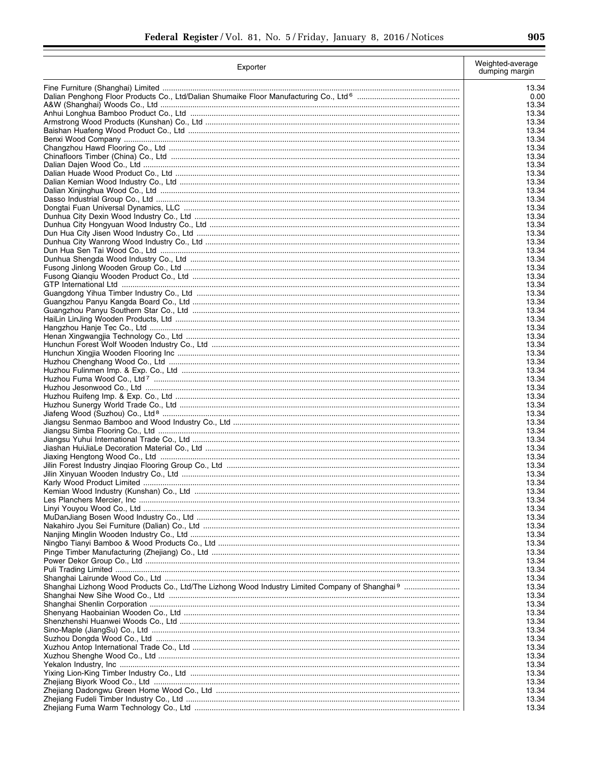| Exporter | Weighted-average dumping margin |
| --- | --- |
| Fine Furniture (Shanghai) Limited | 13.34 |
| Dalian Penghong Floor Products Co., Ltd/Dalian Shumaike Floor Manufacturing Co., Ltd [6] | 0.00 |
| A&W (Shanghai) Woods Co., Ltd | 13.34 |
| Anhui Longhua Bamboo Product Co., Ltd | 13.34 |
| Armstrong Wood Products (Kunshan) Co., Ltd | 13.34 |
| Baishan Huafeng Wood Product Co., Ltd | 13.34 |
| Benxi Wood Company | 13.34 |
| Changzhou Hawd Flooring Co., Ltd | 13.34 |
| Chinafloors Timber (China) Co., Ltd | 13.34 |
| Dalian Dajen Wood Co., Ltd | 13.34 |
| Dalian Huade Wood Product Co., Ltd | 13.34 |
| Dalian Kemian Wood Industry Co., Ltd | 13.34 |
| Dalian Xinjinghua Wood Co., Ltd | 13.34 |
| Dasso Industrial Group Co., Ltd | 13.34 |
| Dongtai Fuan Universal Dynamics, LLC | 13.34 |
| Dunhua City Dexin Wood Industry Co., Ltd | 13.34 |
| Dunhua City Hongyuan Wood Industry Co., Ltd | 13.34 |
| Dun Hua City Jisen Wood Industry Co., Ltd | 13.34 |
| Dunhua City Wanrong Wood Industry Co., Ltd | 13.34 |
| Dun Hua Sen Tai Wood Co., Ltd | 13.34 |
| Dunhua Shengda Wood Industry Co., Ltd | 13.34 |
| Fusong Jinlong Wooden Group Co., Ltd | 13.34 |
| Fusong Qianqiu Wooden Product Co., Ltd | 13.34 |
| GTP International Ltd | 13.34 |
| Guangdong Yihua Timber Industry Co., Ltd | 13.34 |
| Guangzhou Panyu Kangda Board Co., Ltd | 13.34 |
| Guangzhou Panyu Southern Star Co., Ltd | 13.34 |
| HaiLin LinJing Wooden Products, Ltd | 13.34 |
| Hangzhou Hanje Tec Co., Ltd | 13.34 |
| Henan Xingwangjia Technology Co., Ltd | 13.34 |
| Hunchun Forest Wolf Wooden Industry Co., Ltd | 13.34 |
| Hunchun Xingjia Wooden Flooring Inc | 13.34 |
| Huzhou Chenghang Wood Co., Ltd | 13.34 |
| Huzhou Fulinmen Imp. & Exp. Co., Ltd | 13.34 |
| Huzhou Fuma Wood Co., Ltd [7] | 13.34 |
| Huzhou Jesonwood Co., Ltd | 13.34 |
| Huzhou Ruifeng Imp. & Exp. Co., Ltd | 13.34 |
| Huzhou Sunergy World Trade Co., Ltd | 13.34 |
| Jiafeng Wood (Suzhou) Co., Ltd [8] | 13.34 |
| Jiangsu Senmao Bamboo and Wood Industry Co., Ltd | 13.34 |
| Jiangsu Simba Flooring Co., Ltd | 13.34 |
| Jiangsu Yuhui International Trade Co., Ltd | 13.34 |
| Jiashan HuiJiaLe Decoration Material Co., Ltd | 13.34 |
| Jiaxing Hengtong Wood Co., Ltd | 13.34 |
| Jilin Forest Industry Jinqiao Flooring Group Co., Ltd | 13.34 |
| Jilin Xinyuan Wooden Industry Co., Ltd | 13.34 |
| Karly Wood Product Limited | 13.34 |
| Kemian Wood Industry (Kunshan) Co., Ltd | 13.34 |
| Les Planchers Mercier, Inc | 13.34 |
| Linyi Youyou Wood Co., Ltd | 13.34 |
| MuDanJiang Bosen Wood Industry Co., Ltd | 13.34 |
| Nakahiro Jyou Sei Furniture (Dalian) Co., Ltd | 13.34 |
| Nanjing Minglin Wooden Industry Co., Ltd | 13.34 |
| Ningbo Tianyi Bamboo & Wood Products Co., Ltd | 13.34 |
| Pinge Timber Manufacturing (Zhejiang) Co., Ltd | 13.34 |
| Power Dekor Group Co., Ltd | 13.34 |
| Puli Trading Limited | 13.34 |
| Shanghai Lairunde Wood Co., Ltd | 13.34 |
| Shanghai Lizhong Wood Products Co., Ltd/The Lizhong Wood Industry Limited Company of Shanghai [9] | 13.34 |
| Shanghai New Sihe Wood Co., Ltd | 13.34 |
| Shanghai Shenlin Corporation | 13.34 |
| Shenyang Haobainian Wooden Co., Ltd | 13.34 |
| Shenzhenshi Huanwei Woods Co., Ltd | 13.34 |
| Sino-Maple (JiangSu) Co., Ltd | 13.34 |
| Suzhou Dongda Wood Co., Ltd | 13.34 |
| Xuzhou Antop International Trade Co., Ltd | 13.34 |
| Xuzhou Shenghe Wood Co., Ltd | 13.34 |
| Yekalon Industry, Inc | 13.34 |
| Yixing Lion-King Timber Industry Co., Ltd | 13.34 |
| Zhejiang Biyork Wood Co., Ltd | 13.34 |
| Zhejiang Dadongwu Green Home Wood Co., Ltd | 13.34 |
| Zhejiang Fudeli Timber Industry Co., Ltd | 13.34 |
| Zhejiang Fuma Warm Technology Co., Ltd | 13.34 |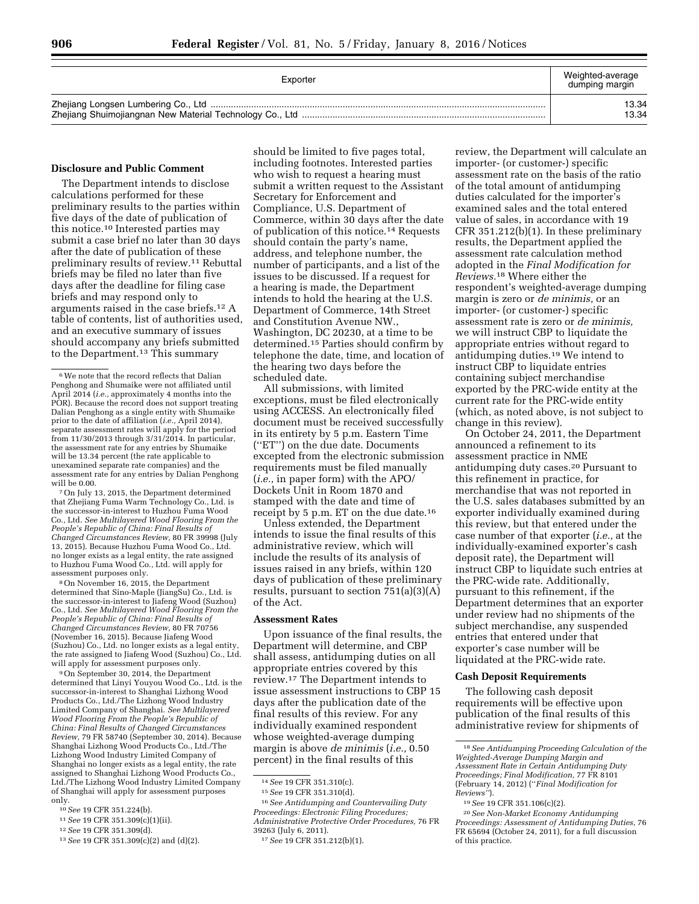| Exporter | Weighted-average dumping margin |
|---|---|
| Zhejiang Longsen Lumbering Co., Ltd | 13.34 |
| Zhejiang Shuimojiangnan New Material Technology Co., Ltd | 13.34 |

**Disclosure and Public Comment**

The Department intends to disclose calculations performed for these preliminary results to the parties within five days of the date of publication of this notice.[10] Interested parties may submit a case brief no later than 30 days after the date of publication of these preliminary results of review.[11] Rebuttal briefs may be filed no later than five days after the deadline for filing case briefs and may respond only to arguments raised in the case briefs.[12] A table of contents, list of authorities used, and an executive summary of issues should accompany any briefs submitted to the Department.[13] This summary should be limited to five pages total, including footnotes. Interested parties who wish to request a hearing must submit a written request to the Assistant Secretary for Enforcement and Compliance, U.S. Department of Commerce, within 30 days after the date of publication of this notice.[14] Requests should contain the party's name, address, and telephone number, the number of participants, and a list of the issues to be discussed. If a request for a hearing is made, the Department intends to hold the hearing at the U.S. Department of Commerce, 14th Street and Constitution Avenue NW., Washington, DC 20230, at a time to be determined.[15] Parties should confirm by telephone the date, time, and location of the hearing two days before the scheduled date.

All submissions, with limited exceptions, must be filed electronically using ACCESS. An electronically filed document must be received successfully in its entirety by 5 p.m. Eastern Time (''ET'') on the due date. Documents excepted from the electronic submission requirements must be filed manually (*i.e.,* in paper form) with the APO/Dockets Unit in Room 1870 and stamped with the date and time of receipt by 5 p.m. ET on the due date.[16]

Unless extended, the Department intends to issue the final results of this administrative review, which will include the results of its analysis of issues raised in any briefs, within 120 days of publication of these preliminary results, pursuant to section 751(a)(3)(A) of the Act.

**Assessment Rates**

Upon issuance of the final results, the Department will determine, and CBP shall assess, antidumping duties on all appropriate entries covered by this review.[17] The Department intends to issue assessment instructions to CBP 15 days after the publication date of the final results of this review. For any individually examined respondent whose weighted-average dumping margin is above *de minimis* (*i.e.,* 0.50 percent) in the final results of this review, the Department will calculate an importer- (or customer-) specific assessment rate on the basis of the ratio of the total amount of antidumping duties calculated for the importer's examined sales and the total entered value of sales, in accordance with 19 CFR 351.212(b)(1). In these preliminary results, the Department applied the assessment rate calculation method adopted in the *Final Modification for Reviews.*[18] Where either the respondent's weighted-average dumping margin is zero or *de minimis,* or an importer- (or customer-) specific assessment rate is zero or *de minimis,* we will instruct CBP to liquidate the appropriate entries without regard to antidumping duties.[19] We intend to instruct CBP to liquidate entries containing subject merchandise exported by the PRC-wide entity at the current rate for the PRC-wide entity (which, as noted above, is not subject to change in this review).

On October 24, 2011, the Department announced a refinement to its assessment practice in NME antidumping duty cases.[20] Pursuant to this refinement in practice, for merchandise that was not reported in the U.S. sales databases submitted by an exporter individually examined during this review, but that entered under the case number of that exporter (*i.e.,* at the individually-examined exporter's cash deposit rate), the Department will instruct CBP to liquidate such entries at the PRC-wide rate. Additionally, pursuant to this refinement, if the Department determines that an exporter under review had no shipments of the subject merchandise, any suspended entries that entered under that exporter's case number will be liquidated at the PRC-wide rate.

**Cash Deposit Requirements**

The following cash deposit requirements will be effective upon publication of the final results of this administrative review for shipments of

---

[6] We note that the record reflects that Dalian Penghong and Shumaike were not affiliated until April 2014 (*i.e.,* approximately 4 months into the POR). Because the record does not support treating Dalian Penghong as a single entity with Shumaike prior to the date of affiliation (*i.e.,* April 2014), separate assessment rates will apply for the period from 11/30/2013 through 3/31/2014. In particular, the assessment rate for any entries by Shumaike will be 13.34 percent (the rate applicable to unexamined separate rate companies) and the assessment rate for any entries by Dalian Penghong will be 0.00.

[7] On July 13, 2015, the Department determined that Zhejiang Fuma Warm Technology Co., Ltd. is the successor-in-interest to Huzhou Fuma Wood Co., Ltd. *See Multilayered Wood Flooring From the People's Republic of China: Final Results of Changed Circumstances Review,* 80 FR 39998 (July 13, 2015). Because Huzhou Fuma Wood Co., Ltd. no longer exists as a legal entity, the rate assigned to Huzhou Fuma Wood Co., Ltd. will apply for assessment purposes only.

[8] On November 16, 2015, the Department determined that Sino-Maple (JiangSu) Co., Ltd. is the successor-in-interest to Jiafeng Wood (Suzhou) Co., Ltd. *See Multilayered Wood Flooring From the People's Republic of China: Final Results of Changed Circumstances Review,* 80 FR 70756 (November 16, 2015). Because Jiafeng Wood (Suzhou) Co., Ltd. no longer exists as a legal entity, the rate assigned to Jiafeng Wood (Suzhou) Co., Ltd. will apply for assessment purposes only.

[9] On September 30, 2014, the Department determined that Linyi Youyou Wood Co., Ltd. is the successor-in-interest to Shanghai Lizhong Wood Products Co., Ltd./The Lizhong Wood Industry Limited Company of Shanghai. *See Multilayered Wood Flooring From the People's Republic of China: Final Results of Changed Circumstances Review,* 79 FR 58740 (September 30, 2014). Because Shanghai Lizhong Wood Products Co., Ltd./The Lizhong Wood Industry Limited Company of Shanghai no longer exists as a legal entity, the rate assigned to Shanghai Lizhong Wood Products Co., Ltd./The Lizhong Wood Industry Limited Company of Shanghai will apply for assessment purposes only.

[10] *See* 19 CFR 351.224(b).

[11] *See* 19 CFR 351.309(c)(1)(ii).

[12] *See* 19 CFR 351.309(d).

[13] *See* 19 CFR 351.309(c)(2) and (d)(2).

[14] *See* 19 CFR 351.310(c).

[15] *See* 19 CFR 351.310(d).

[16] *See Antidumping and Countervailing Duty Proceedings: Electronic Filing Procedures; Administrative Protective Order Procedures,* 76 FR 39263 (July 6, 2011).

[17] *See* 19 CFR 351.212(b)(1).

[18] *See Antidumping Proceeding Calculation of the Weighted-Average Dumping Margin and Assessment Rate in Certain Antidumping Duty Proceedings; Final Modification,* 77 FR 8101 (February 14, 2012) (''*Final Modification for Reviews*'').

[19] *See* 19 CFR 351.106(c)(2).

[20] *See Non-Market Economy Antidumping Proceedings: Assessment of Antidumping Duties,* 76 FR 65694 (October 24, 2011), for a full discussion of this practice.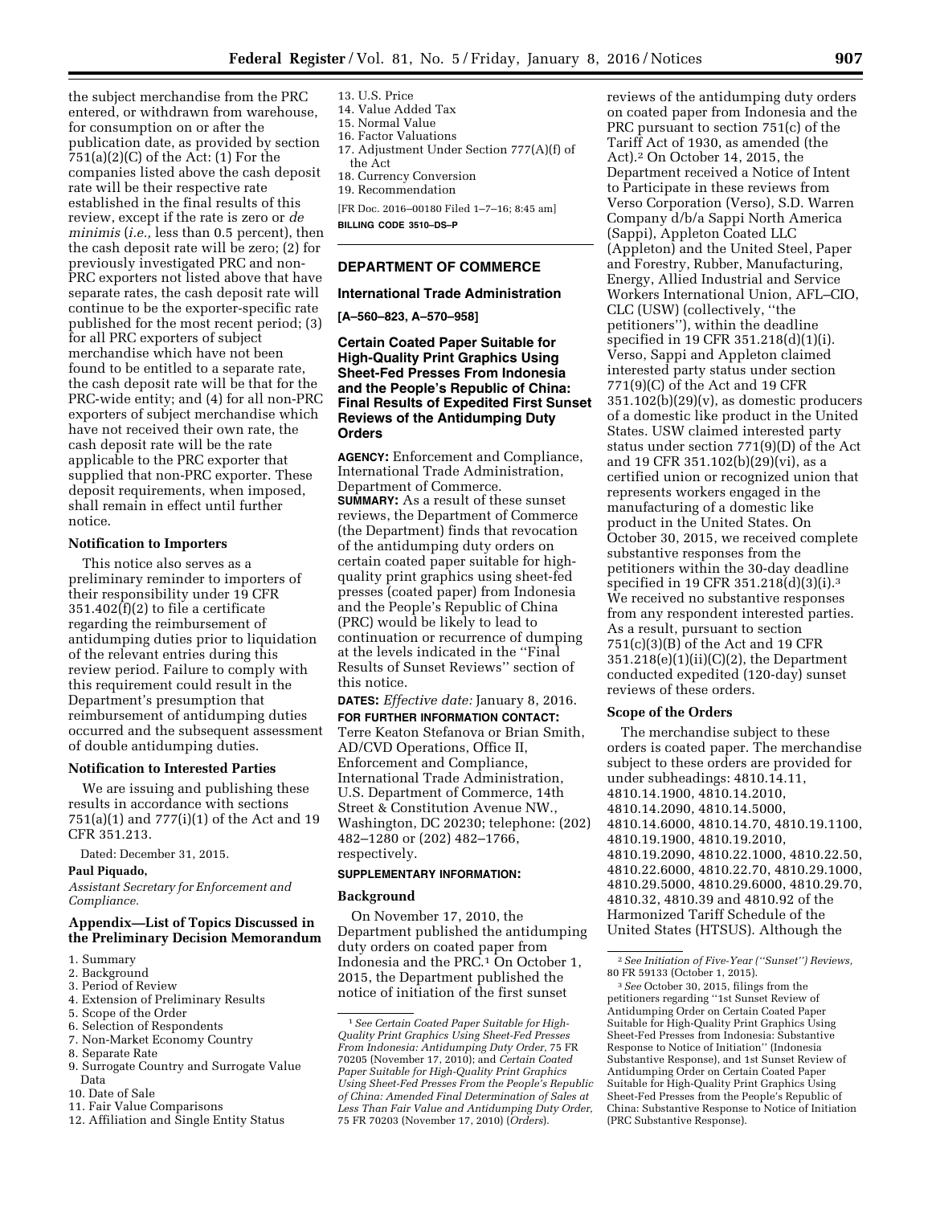the subject merchandise from the PRC entered, or withdrawn from warehouse, for consumption on or after the publication date, as provided by section 751(a)(2)(C) of the Act: (1) For the companies listed above the cash deposit rate will be their respective rate established in the final results of this review, except if the rate is zero or *de minimis* (*i.e.,* less than 0.5 percent), then the cash deposit rate will be zero; (2) for previously investigated PRC and non-PRC exporters not listed above that have separate rates, the cash deposit rate will continue to be the exporter-specific rate published for the most recent period; (3) for all PRC exporters of subject merchandise which have not been found to be entitled to a separate rate, the cash deposit rate will be that for the PRC-wide entity; and (4) for all non-PRC exporters of subject merchandise which have not received their own rate, the cash deposit rate will be the rate applicable to the PRC exporter that supplied that non-PRC exporter. These deposit requirements, when imposed, shall remain in effect until further notice.

### Notification to Importers

This notice also serves as a preliminary reminder to importers of their responsibility under 19 CFR 351.402(f)(2) to file a certificate regarding the reimbursement of antidumping duties prior to liquidation of the relevant entries during this review period. Failure to comply with this requirement could result in the Department's presumption that reimbursement of antidumping duties occurred and the subsequent assessment of double antidumping duties.

### Notification to Interested Parties

We are issuing and publishing these results in accordance with sections 751(a)(1) and 777(i)(1) of the Act and 19 CFR 351.213.

Dated: December 31, 2015.

**Paul Piquado,**

*Assistant Secretary for Enforcement and Compliance.*

### Appendix—List of Topics Discussed in the Preliminary Decision Memorandum

1. Summary
2. Background
3. Period of Review
4. Extension of Preliminary Results
5. Scope of the Order
6. Selection of Respondents
7. Non-Market Economy Country
8. Separate Rate
9. Surrogate Country and Surrogate Value Data
10. Date of Sale
11. Fair Value Comparisons
12. Affiliation and Single Entity Status
13. U.S. Price
14. Value Added Tax
15. Normal Value
16. Factor Valuations
17. Adjustment Under Section 777(A)(f) of the Act
18. Currency Conversion
19. Recommendation

[FR Doc. 2016–00180 Filed 1–7–16; 8:45 am]

**BILLING CODE 3510–DS–P**

---

## DEPARTMENT OF COMMERCE

### International Trade Administration

**[A–560–823, A–570–958]**

### Certain Coated Paper Suitable for High-Quality Print Graphics Using Sheet-Fed Presses From Indonesia and the People's Republic of China: Final Results of Expedited First Sunset Reviews of the Antidumping Duty Orders

**AGENCY:** Enforcement and Compliance, International Trade Administration, Department of Commerce.

**SUMMARY:** As a result of these sunset reviews, the Department of Commerce (the Department) finds that revocation of the antidumping duty orders on certain coated paper suitable for high-quality print graphics using sheet-fed presses (coated paper) from Indonesia and the People's Republic of China (PRC) would be likely to lead to continuation or recurrence of dumping at the levels indicated in the ''Final Results of Sunset Reviews'' section of this notice.

**DATES:** *Effective date:* January 8, 2016.

**FOR FURTHER INFORMATION CONTACT:** Terre Keaton Stefanova or Brian Smith, AD/CVD Operations, Office II, Enforcement and Compliance, International Trade Administration, U.S. Department of Commerce, 14th Street & Constitution Avenue NW., Washington, DC 20230; telephone: (202) 482–1280 or (202) 482–1766, respectively.

**SUPPLEMENTARY INFORMATION:**

### Background

On November 17, 2010, the Department published the antidumping duty orders on coated paper from Indonesia and the PRC.[1] On October 1, 2015, the Department published the notice of initiation of the first sunset reviews of the antidumping duty orders on coated paper from Indonesia and the PRC pursuant to section 751(c) of the Tariff Act of 1930, as amended (the Act).[2] On October 14, 2015, the Department received a Notice of Intent to Participate in these reviews from Verso Corporation (Verso), S.D. Warren Company d/b/a Sappi North America (Sappi), Appleton Coated LLC (Appleton) and the United Steel, Paper and Forestry, Rubber, Manufacturing, Energy, Allied Industrial and Service Workers International Union, AFL–CIO, CLC (USW) (collectively, ''the petitioners''), within the deadline specified in 19 CFR 351.218(d)(1)(i). Verso, Sappi and Appleton claimed interested party status under section 771(9)(C) of the Act and 19 CFR 351.102(b)(29)(v), as domestic producers of a domestic like product in the United States. USW claimed interested party status under section 771(9)(D) of the Act and 19 CFR 351.102(b)(29)(vi), as a certified union or recognized union that represents workers engaged in the manufacturing of a domestic like product in the United States. On October 30, 2015, we received complete substantive responses from the petitioners within the 30-day deadline specified in 19 CFR 351.218(d)(3)(i).[3] We received no substantive responses from any respondent interested parties. As a result, pursuant to section 751(c)(3)(B) of the Act and 19 CFR 351.218(e)(1)(ii)(C)(2), the Department conducted expedited (120-day) sunset reviews of these orders.

### Scope of the Orders

The merchandise subject to these orders is coated paper. The merchandise subject to these orders are provided for under subheadings: 4810.14.11, 4810.14.1900, 4810.14.2010, 4810.14.2090, 4810.14.5000, 4810.14.6000, 4810.14.70, 4810.19.1100, 4810.19.1900, 4810.19.2010, 4810.19.2090, 4810.22.1000, 4810.22.50, 4810.22.6000, 4810.22.70, 4810.29.1000, 4810.29.5000, 4810.29.6000, 4810.29.70, 4810.32, 4810.39 and 4810.92 of the Harmonized Tariff Schedule of the United States (HTSUS). Although the

---

[1] *See Certain Coated Paper Suitable for High-Quality Print Graphics Using Sheet-Fed Presses From Indonesia: Antidumping Duty Order,* 75 FR 70205 (November 17, 2010); and *Certain Coated Paper Suitable for High-Quality Print Graphics Using Sheet-Fed Presses From the People's Republic of China: Amended Final Determination of Sales at Less Than Fair Value and Antidumping Duty Order,* 75 FR 70203 (November 17, 2010) (*Orders*).

[2] *See Initiation of Five-Year (''Sunset'') Reviews,* 80 FR 59133 (October 1, 2015).

[3] *See* October 30, 2015, filings from the petitioners regarding ''1st Sunset Review of Antidumping Order on Certain Coated Paper Suitable for High-Quality Print Graphics Using Sheet-Fed Presses from Indonesia: Substantive Response to Notice of Initiation'' (Indonesia Substantive Response), and 1st Sunset Review of Antidumping Order on Certain Coated Paper Suitable for High-Quality Print Graphics Using Sheet-Fed Presses from the People's Republic of China: Substantive Response to Notice of Initiation (PRC Substantive Response).